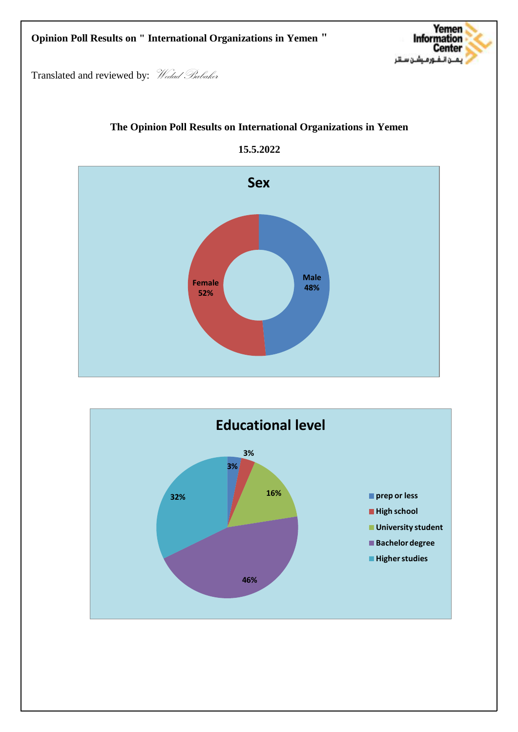**Opinion Poll Results on " International Organizations in Yemen "**

Translated and reviewed by: *Wedad Babaker*

## The Opinion Poll Results on International Organizations in Yemen

**15.5.2022**

### Sex

| Sex | % |
|---|---|
| Male | 48% |
| Female | 52% |

### Educational level

| Educational level | % |
|---|---|
| prep or less | 3% |
| High school | 3% |
| University student | 16% |
| Bachelor degree | 46% |
| Higher studies | 32% |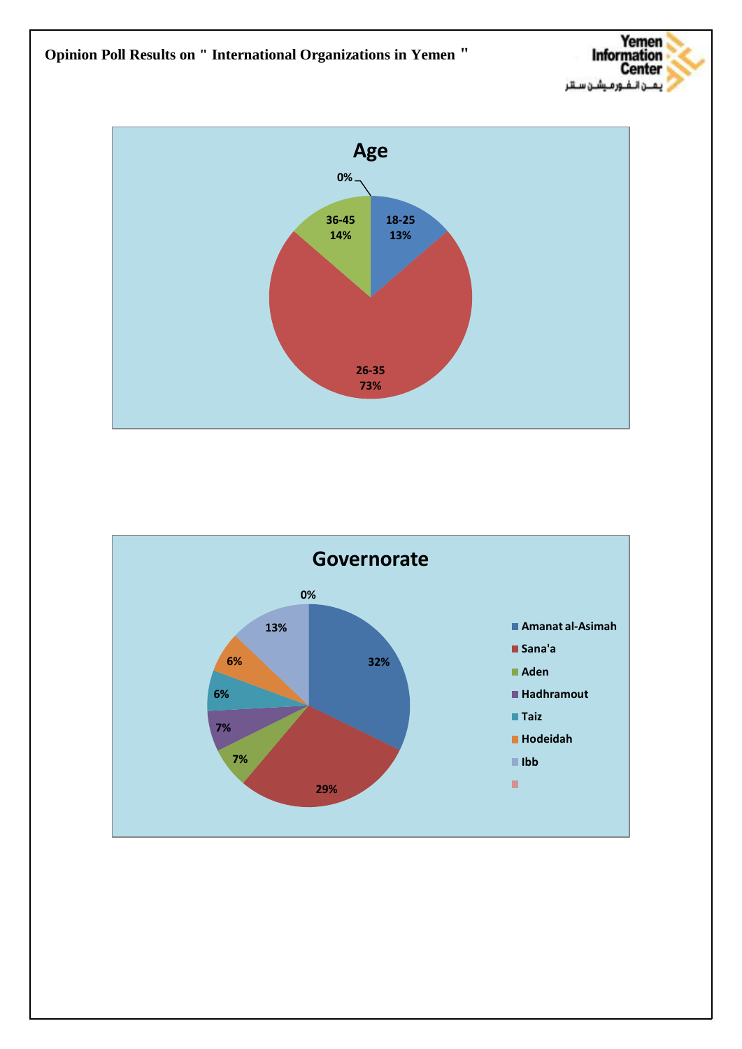Opinion Poll Results on " International Organizations in Yemen "

## Age

| Age | Percentage |
|---|---|
| 18-25 | 13% |
| 26-35 | 73% |
| 36-45 | 14% |
| | 0% |

## Governorate

| Governorate | Percentage |
|---|---|
| Amanat al-Asimah | 32% |
| Sana'a | 29% |
| Aden | 7% |
| Hadhramout | 7% |
| Taiz | 6% |
| Hodeidah | 6% |
| Ibb | 13% |
| | 0% |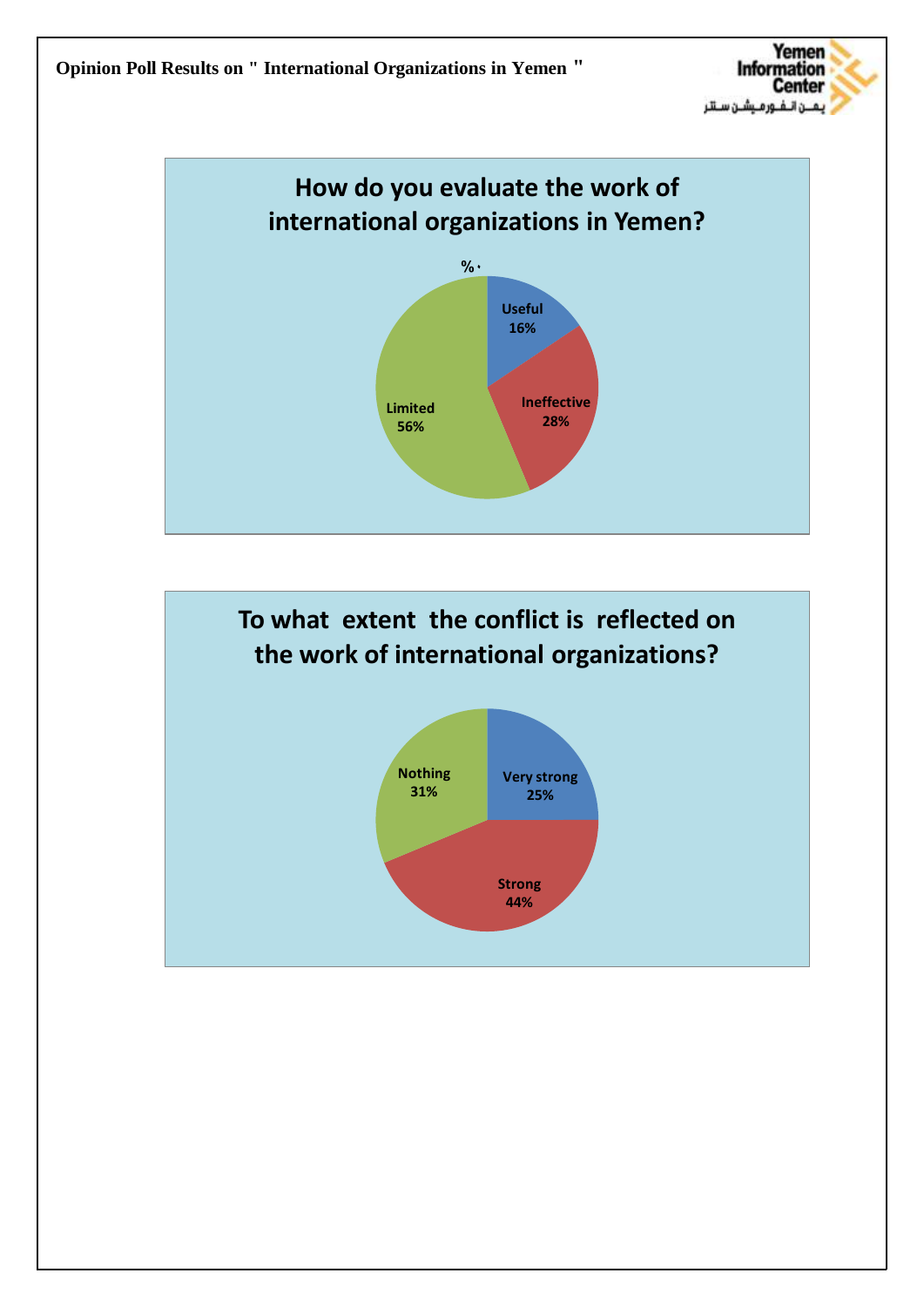**Opinion Poll Results on " International Organizations in Yemen "**

## How do you evaluate the work of international organizations in Yemen?

| Response | Percentage |
|---|---|
| Useful | 16% |
| Ineffective | 28% |
| Limited | 56% |

## To what extent the conflict is reflected on the work of international organizations?

| Response | Percentage |
|---|---|
| Very strong | 25% |
| Strong | 44% |
| Nothing | 31% |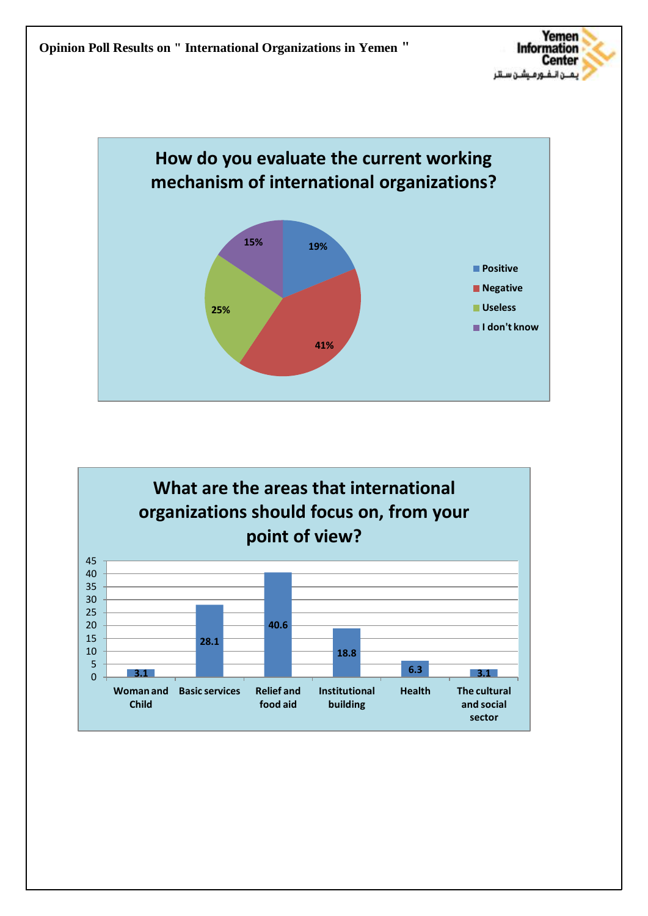**Opinion Poll Results on " International Organizations in Yemen "**

## How do you evaluate the current working mechanism of international organizations?

| Response | Percentage |
|---|---|
| Positive | 19% |
| Negative | 41% |
| Useless | 25% |
| I don't know | 15% |

## What are the areas that international organizations should focus on, from your point of view?

| Area | Value |
|---|---|
| Woman and Child | 3.1 |
| Basic services | 28.1 |
| Relief and food aid | 40.6 |
| Institutional building | 18.8 |
| Health | 6.3 |
| The cultural and social sector | 3.1 |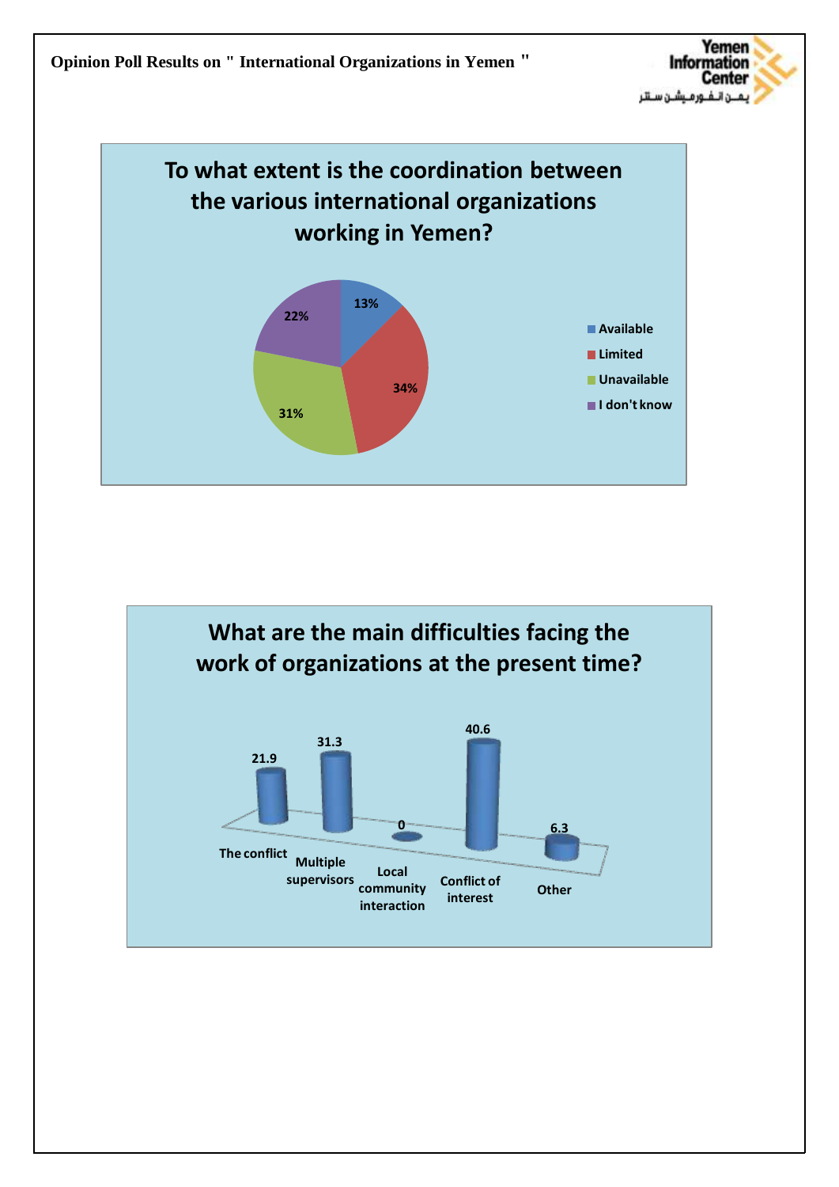**Opinion Poll Results on " International Organizations in Yemen "**

## To what extent is the coordination between the various international organizations working in Yemen?

| Response | Percentage |
| --- | --- |
| Available | 13% |
| Limited | 34% |
| Unavailable | 31% |
| I don't know | 22% |

## What are the main difficulties facing the work of organizations at the present time?

| Difficulty | Value |
| --- | --- |
| The conflict | 21.9 |
| Multiple supervisors | 31.3 |
| Local community interaction | 0 |
| Conflict of interest | 40.6 |
| Other | 6.3 |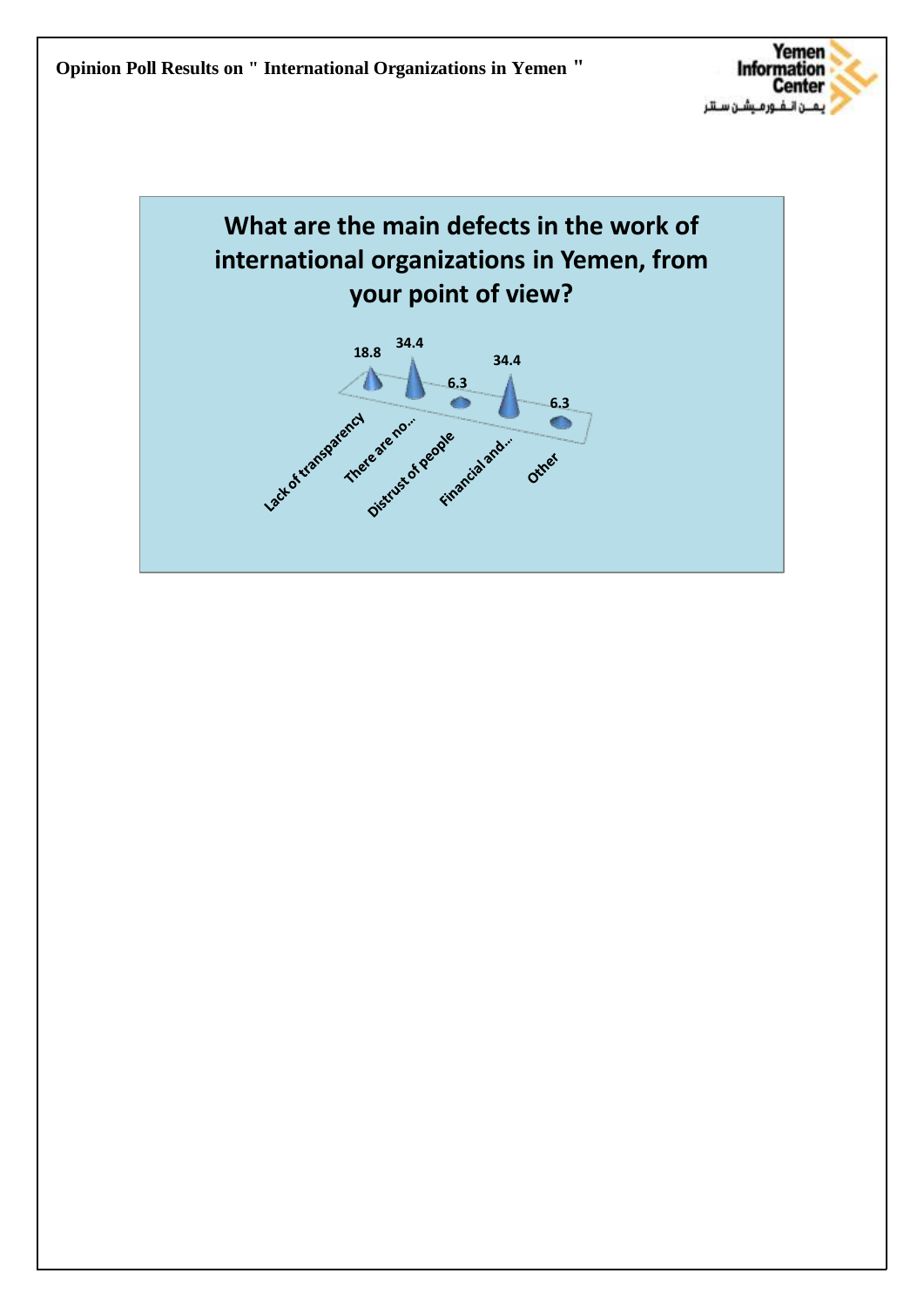## What are the main defects in the work of international organizations in Yemen, from your point of view?

18.8
34.4
6.3
34.4
6.3

Lack of transparency
There are no...
Distrust of people
Financial and...
Other